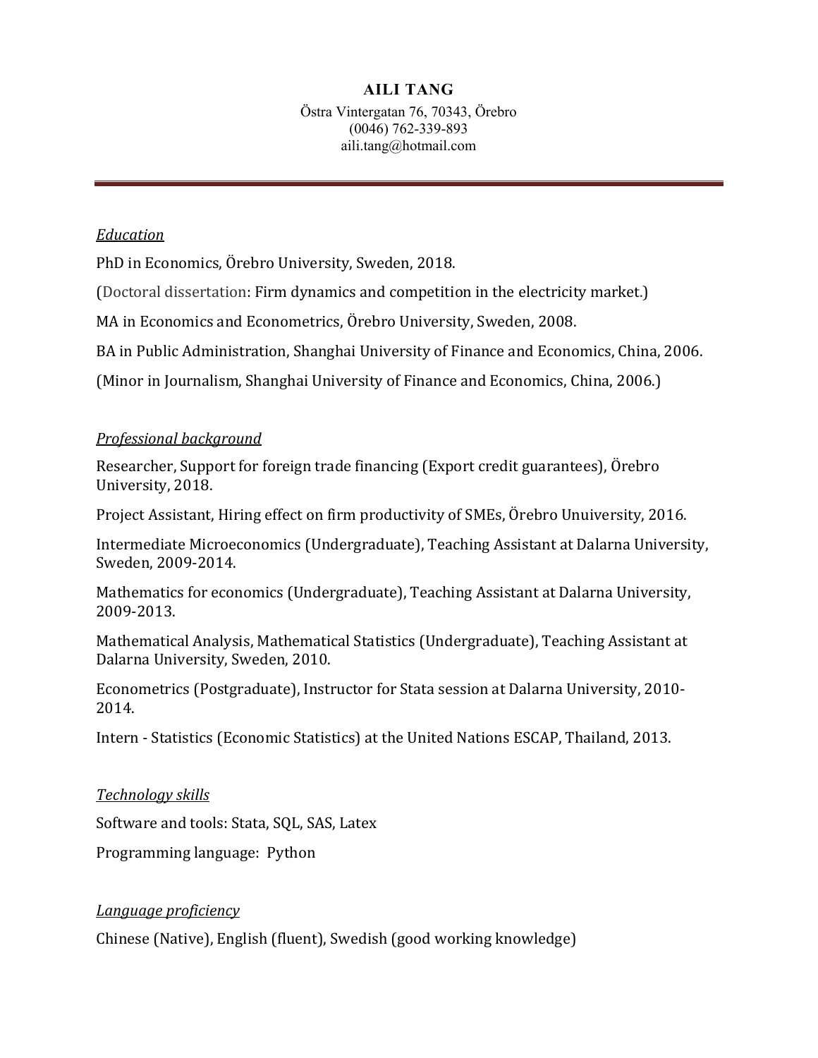# AILI TANG

Östra Vintergatan 76, 70343, Örebro
(0046) 762-339-893
aili.tang@hotmail.com

---

## *Education*

PhD in Economics, Örebro University, Sweden, 2018.

(Doctoral dissertation: Firm dynamics and competition in the electricity market.)

MA in Economics and Econometrics, Örebro University, Sweden, 2008.

BA in Public Administration, Shanghai University of Finance and Economics, China, 2006.

(Minor in Journalism, Shanghai University of Finance and Economics, China, 2006.)

## *Professional background*

Researcher, Support for foreign trade financing (Export credit guarantees), Örebro University, 2018.

Project Assistant, Hiring effect on firm productivity of SMEs, Örebro Unuiversity, 2016.

Intermediate Microeconomics (Undergraduate), Teaching Assistant at Dalarna University, Sweden, 2009-2014.

Mathematics for economics (Undergraduate), Teaching Assistant at Dalarna University, 2009-2013.

Mathematical Analysis, Mathematical Statistics (Undergraduate), Teaching Assistant at Dalarna University, Sweden, 2010.

Econometrics (Postgraduate), Instructor for Stata session at Dalarna University, 2010-2014.

Intern - Statistics (Economic Statistics) at the United Nations ESCAP, Thailand, 2013.

## *Technology skills*

Software and tools: Stata, SQL, SAS, Latex

Programming language: Python

## *Language proficiency*

Chinese (Native), English (fluent), Swedish (good working knowledge)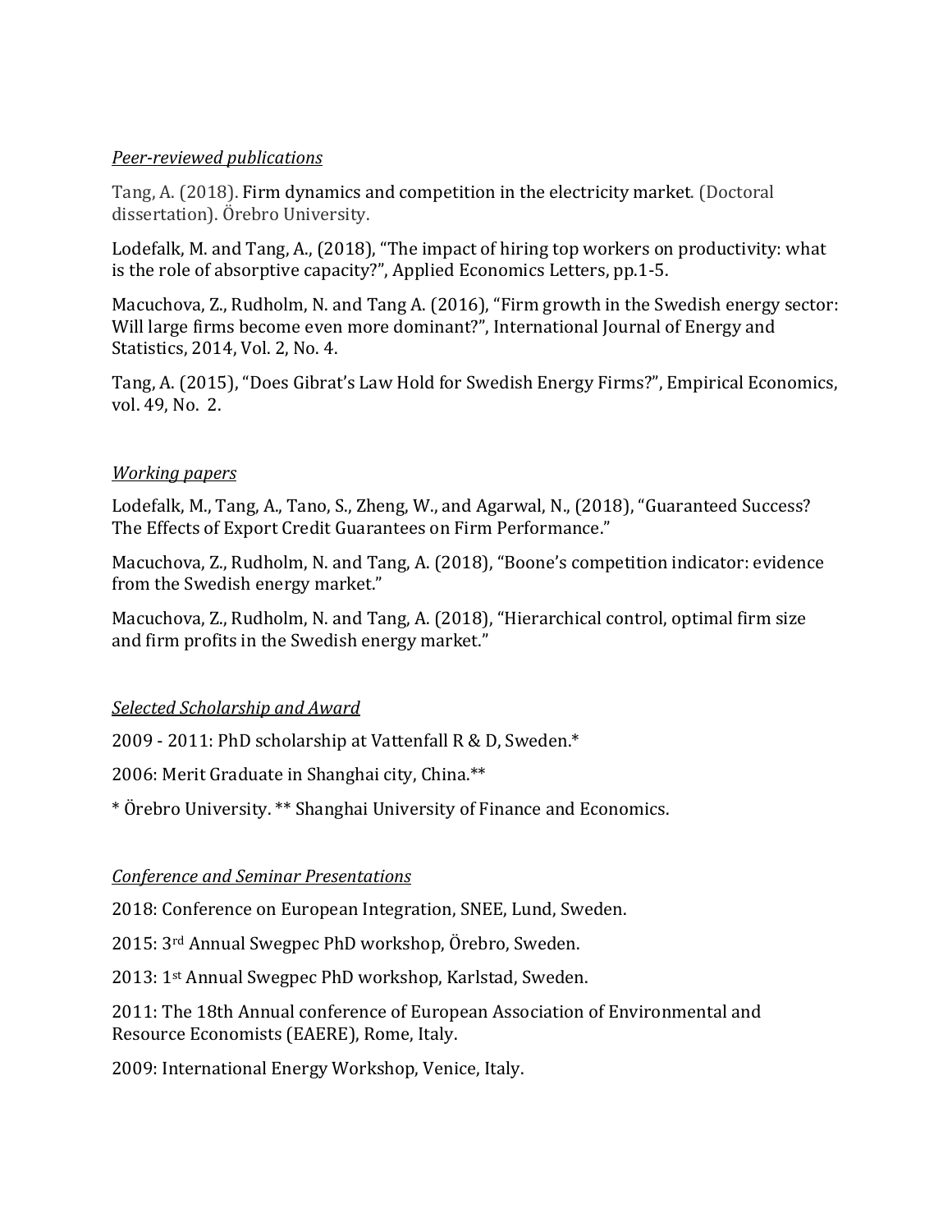*Peer-reviewed publications*

Tang, A. (2018). Firm dynamics and competition in the electricity market. (Doctoral dissertation). Örebro University.

Lodefalk, M. and Tang, A., (2018), "The impact of hiring top workers on productivity: what is the role of absorptive capacity?", Applied Economics Letters, pp.1-5.

Macuchova, Z., Rudholm, N. and Tang A. (2016), "Firm growth in the Swedish energy sector: Will large firms become even more dominant?", International Journal of Energy and Statistics, 2014, Vol. 2, No. 4.

Tang, A. (2015), "Does Gibrat's Law Hold for Swedish Energy Firms?", Empirical Economics, vol. 49, No. 2.

*Working papers*

Lodefalk, M., Tang, A., Tano, S., Zheng, W., and Agarwal, N., (2018), "Guaranteed Success? The Effects of Export Credit Guarantees on Firm Performance."

Macuchova, Z., Rudholm, N. and Tang, A. (2018), "Boone's competition indicator: evidence from the Swedish energy market."

Macuchova, Z., Rudholm, N. and Tang, A. (2018), "Hierarchical control, optimal firm size and firm profits in the Swedish energy market."

*Selected Scholarship and Award*

2009 - 2011: PhD scholarship at Vattenfall R & D, Sweden.*

2006: Merit Graduate in Shanghai city, China.**

* Örebro University. ** Shanghai University of Finance and Economics.

*Conference and Seminar Presentations*

2018: Conference on European Integration, SNEE, Lund, Sweden.

2015: 3rd Annual Swegpec PhD workshop, Örebro, Sweden.

2013: 1st Annual Swegpec PhD workshop, Karlstad, Sweden.

2011: The 18th Annual conference of European Association of Environmental and Resource Economists (EAERE), Rome, Italy.

2009: International Energy Workshop, Venice, Italy.